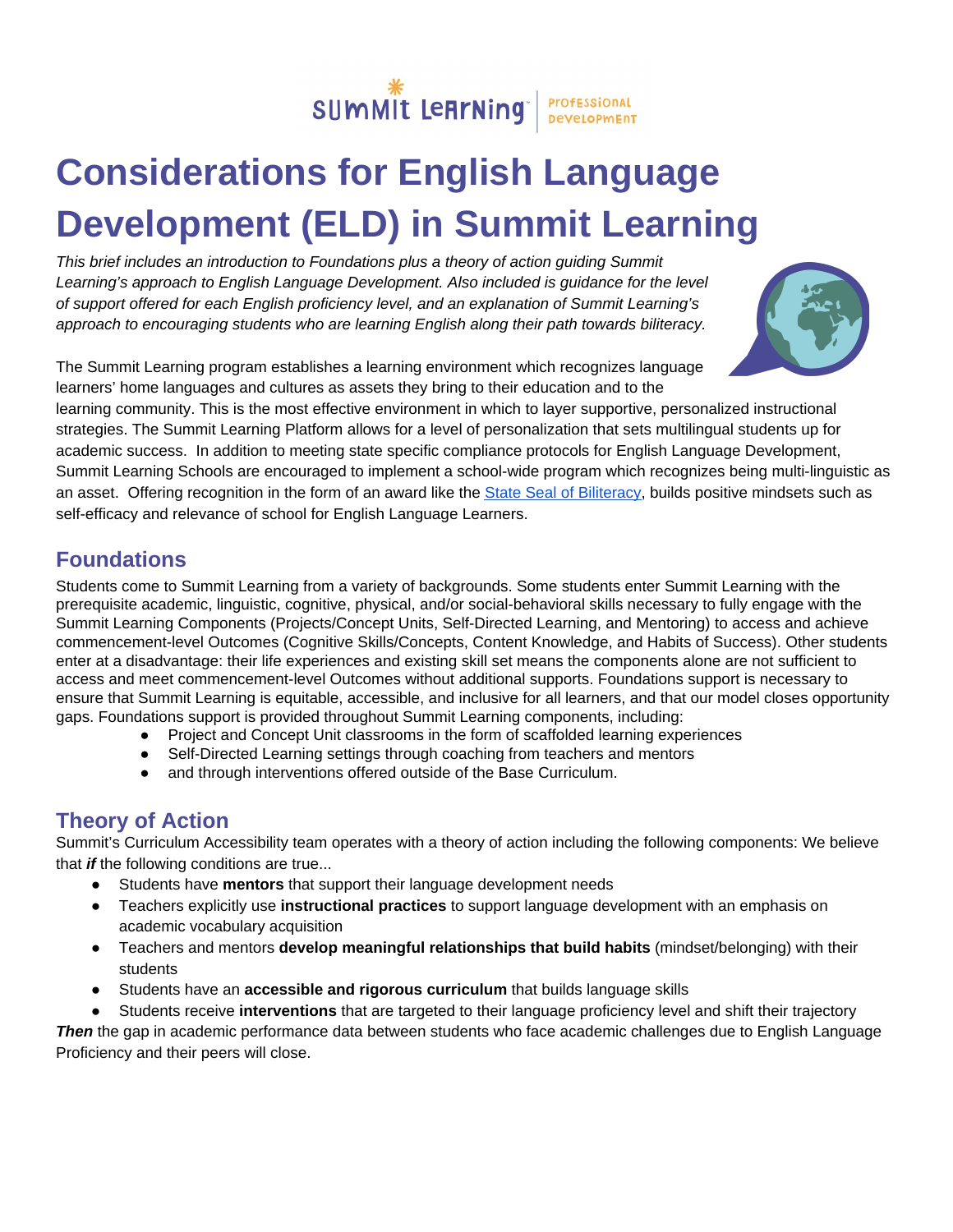# Considerations for English Language Development (ELD) in Summit Learning

*This brief includes an introduction to Foundations plus a theory of action guiding Summit Learning's approach to English Language Development. Also included is guidance for the level of support offered for each English proficiency level, and an explanation of Summit Learning's approach to encouraging students who are learning English along their path towards biliteracy.*

The Summit Learning program establishes a learning environment which recognizes language learners' home languages and cultures as assets they bring to their education and to the learning community. This is the most effective environment in which to layer supportive, personalized instructional strategies. The Summit Learning Platform allows for a level of personalization that sets multilingual students up for academic success. In addition to meeting state specific compliance protocols for English Language Development, Summit Learning Schools are encouraged to implement a school-wide program which recognizes being multi-linguistic as an asset. Offering recognition in the form of an award like the State Seal of Biliteracy, builds positive mindsets such as self-efficacy and relevance of school for English Language Learners.

## Foundations

Students come to Summit Learning from a variety of backgrounds. Some students enter Summit Learning with the prerequisite academic, linguistic, cognitive, physical, and/or social-behavioral skills necessary to fully engage with the Summit Learning Components (Projects/Concept Units, Self-Directed Learning, and Mentoring) to access and achieve commencement-level Outcomes (Cognitive Skills/Concepts, Content Knowledge, and Habits of Success). Other students enter at a disadvantage: their life experiences and existing skill set means the components alone are not sufficient to access and meet commencement-level Outcomes without additional supports. Foundations support is necessary to ensure that Summit Learning is equitable, accessible, and inclusive for all learners, and that our model closes opportunity gaps. Foundations support is provided throughout Summit Learning components, including:

- Project and Concept Unit classrooms in the form of scaffolded learning experiences
- Self-Directed Learning settings through coaching from teachers and mentors
- and through interventions offered outside of the Base Curriculum.

## Theory of Action

Summit's Curriculum Accessibility team operates with a theory of action including the following components: We believe that ***if*** the following conditions are true...

- Students have **mentors** that support their language development needs
- Teachers explicitly use **instructional practices** to support language development with an emphasis on academic vocabulary acquisition
- Teachers and mentors **develop meaningful relationships that build habits** (mindset/belonging) with their students
- Students have an **accessible and rigorous curriculum** that builds language skills
- Students receive **interventions** that are targeted to their language proficiency level and shift their trajectory

***Then*** the gap in academic performance data between students who face academic challenges due to English Language Proficiency and their peers will close.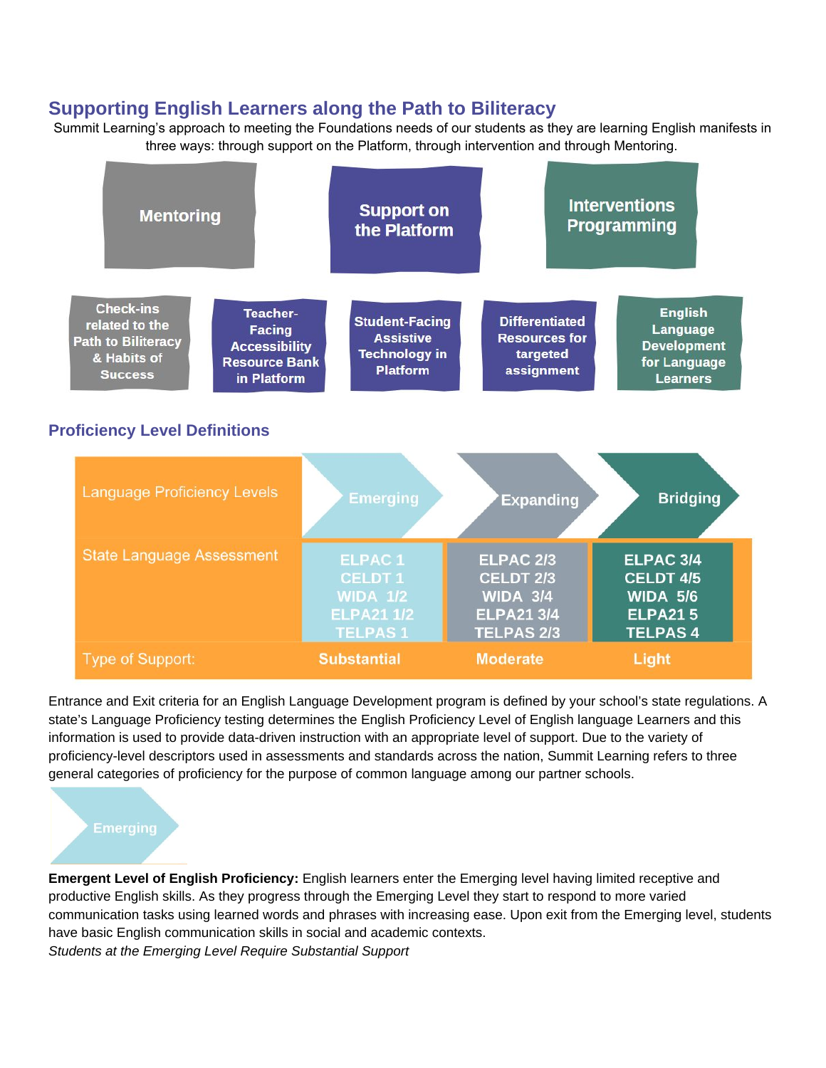## Supporting English Learners along the Path to Biliteracy

Summit Learning's approach to meeting the Foundations needs of our students as they are learning English manifests in three ways: through support on the Platform, through intervention and through Mentoring.

| Mentoring | Support on the Platform | | | Interventions Programming |
|---|---|---|---|---|
| Check-ins related to the Path to Biliteracy & Habits of Success | Teacher-Facing Accessibility Resource Bank in Platform | Student-Facing Assistive Technology in Platform | Differentiated Resources for targeted assignment | English Language Development for Language Learners |

### Proficiency Level Definitions

| Language Proficiency Levels | Emerging | Expanding | Bridging |
|---|---|---|---|
| State Language Assessment | ELPAC 1<br>CELDT 1<br>WIDA 1/2<br>ELPA21 1/2<br>TELPAS 1 | ELPAC 2/3<br>CELDT 2/3<br>WIDA 3/4<br>ELPA21 3/4<br>TELPAS 2/3 | ELPAC 3/4<br>CELDT 4/5<br>WIDA 5/6<br>ELPA21 5<br>TELPAS 4 |
| Type of Support: | Substantial | Moderate | Light |

Entrance and Exit criteria for an English Language Development program is defined by your school's state regulations. A state's Language Proficiency testing determines the English Proficiency Level of English language Learners and this information is used to provide data-driven instruction with an appropriate level of support. Due to the variety of proficiency-level descriptors used in assessments and standards across the nation, Summit Learning refers to three general categories of proficiency for the purpose of common language among our partner schools.

**Emerging**

**Emergent Level of English Proficiency:** English learners enter the Emerging level having limited receptive and productive English skills. As they progress through the Emerging Level they start to respond to more varied communication tasks using learned words and phrases with increasing ease. Upon exit from the Emerging level, students have basic English communication skills in social and academic contexts.

*Students at the Emerging Level Require Substantial Support*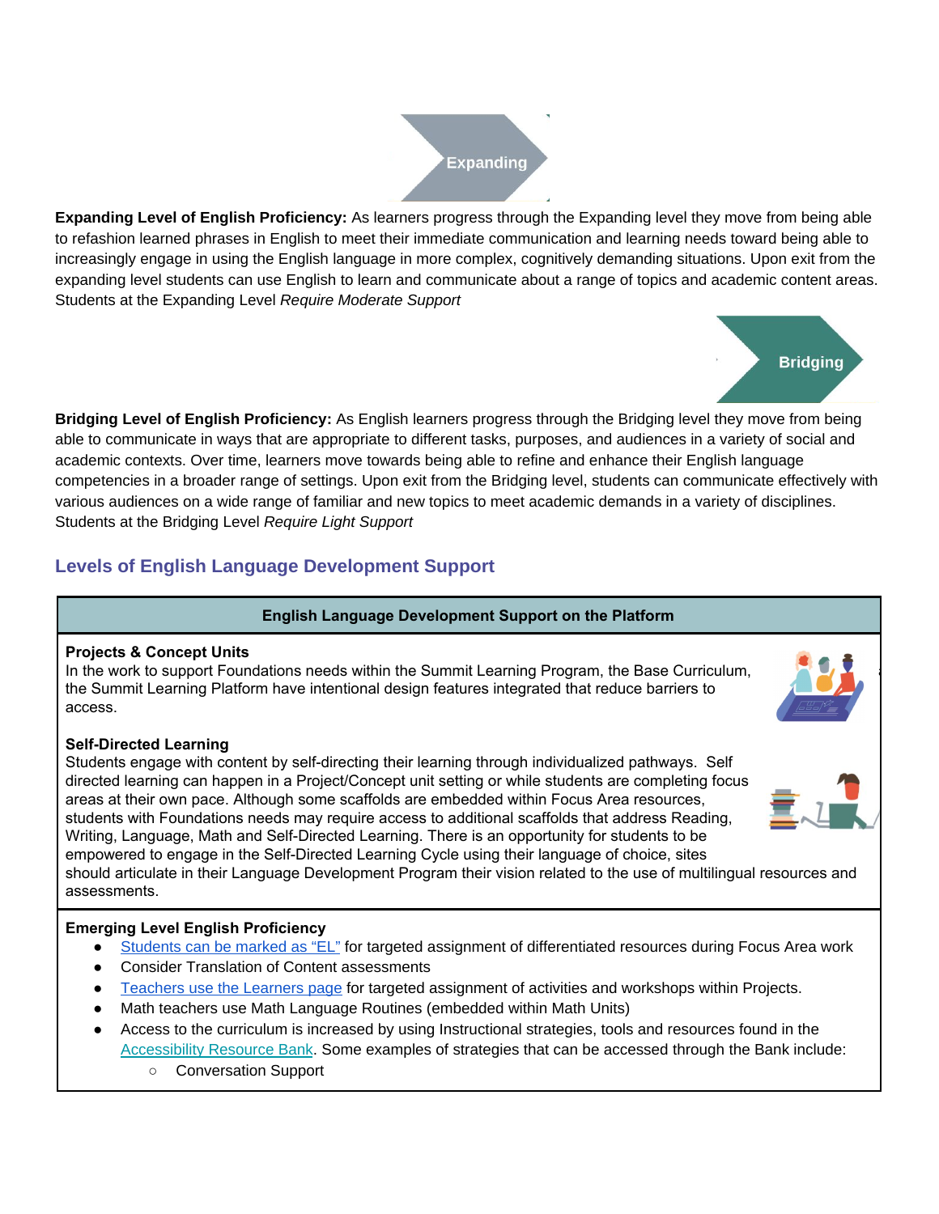Expanding

**Expanding Level of English Proficiency:** As learners progress through the Expanding level they move from being able to refashion learned phrases in English to meet their immediate communication and learning needs toward being able to increasingly engage in using the English language in more complex, cognitively demanding situations. Upon exit from the expanding level students can use English to learn and communicate about a range of topics and academic content areas. Students at the Expanding Level *Require Moderate Support*

Bridging

**Bridging Level of English Proficiency:** As English learners progress through the Bridging level they move from being able to communicate in ways that are appropriate to different tasks, purposes, and audiences in a variety of social and academic contexts. Over time, learners move towards being able to refine and enhance their English language competencies in a broader range of settings. Upon exit from the Bridging level, students can communicate effectively with various audiences on a wide range of familiar and new topics to meet academic demands in a variety of disciplines. Students at the Bridging Level *Require Light Support*

## Levels of English Language Development Support

| English Language Development Support on the Platform |
|---|
| **Projects & Concept Units**<br>In the work to support Foundations needs within the Summit Learning Program, the Base Curriculum, the Summit Learning Platform have intentional design features integrated that reduce barriers to access.<br><br>**Self-Directed Learning**<br>Students engage with content by self-directing their learning through individualized pathways. Self directed learning can happen in a Project/Concept unit setting or while students are completing focus areas at their own pace. Although some scaffolds are embedded within Focus Area resources, students with Foundations needs may require access to additional scaffolds that address Reading, Writing, Language, Math and Self-Directed Learning. There is an opportunity for students to be empowered to engage in the Self-Directed Learning Cycle using their language of choice, sites should articulate in their Language Development Program their vision related to the use of multilingual resources and assessments. |
| **Emerging Level English Proficiency**<br>• Students can be marked as "EL" for targeted assignment of differentiated resources during Focus Area work<br>• Consider Translation of Content assessments<br>• Teachers use the Learners page for targeted assignment of activities and workshops within Projects.<br>• Math teachers use Math Language Routines (embedded within Math Units)<br>• Access to the curriculum is increased by using Instructional strategies, tools and resources found in the Accessibility Resource Bank. Some examples of strategies that can be accessed through the Bank include:<br>    ○ Conversation Support |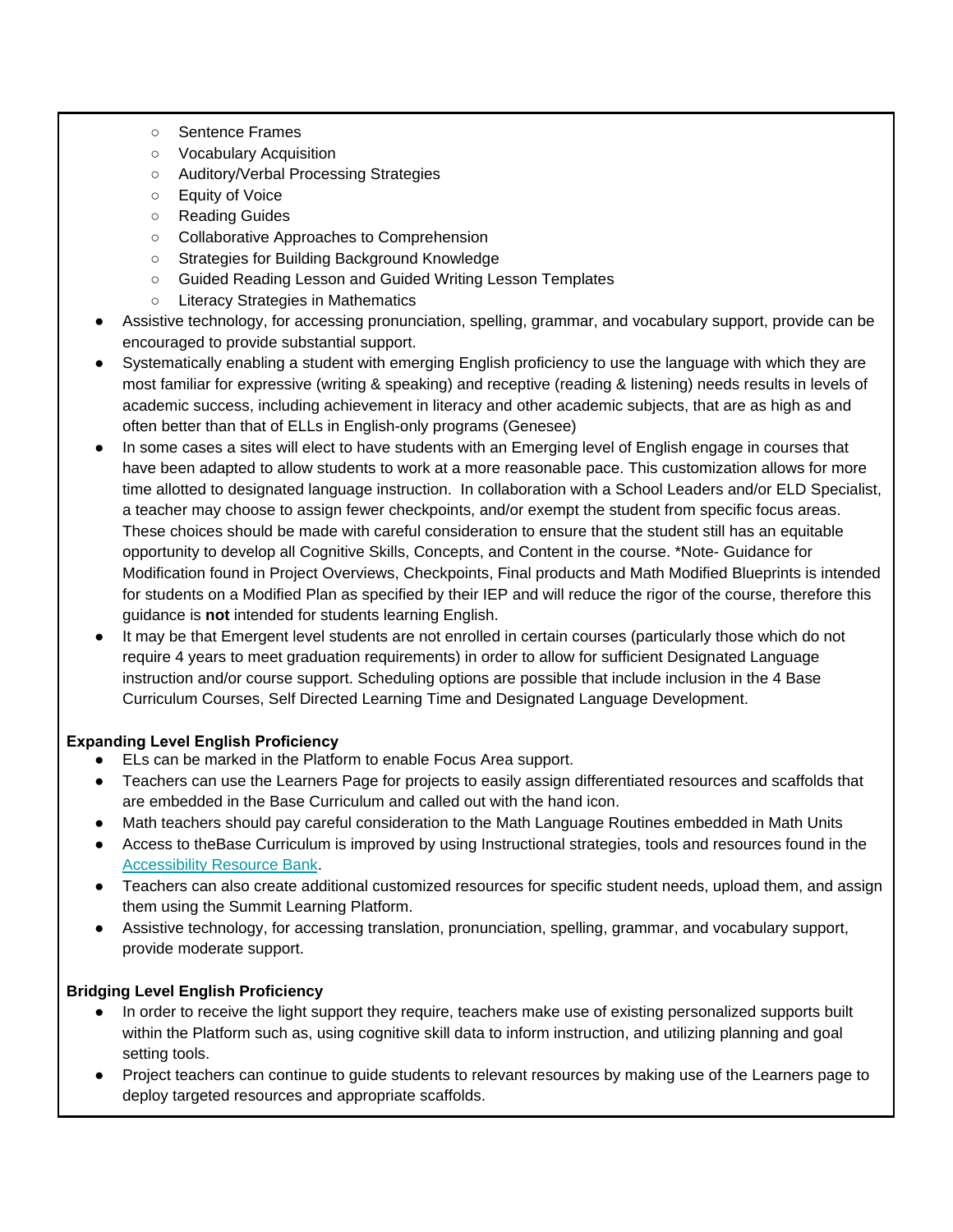- Sentence Frames
  - Vocabulary Acquisition
  - Auditory/Verbal Processing Strategies
  - Equity of Voice
  - Reading Guides
  - Collaborative Approaches to Comprehension
  - Strategies for Building Background Knowledge
  - Guided Reading Lesson and Guided Writing Lesson Templates
  - Literacy Strategies in Mathematics
- Assistive technology, for accessing pronunciation, spelling, grammar, and vocabulary support, provide can be encouraged to provide substantial support.
- Systematically enabling a student with emerging English proficiency to use the language with which they are most familiar for expressive (writing & speaking) and receptive (reading & listening) needs results in levels of academic success, including achievement in literacy and other academic subjects, that are as high as and often better than that of ELLs in English-only programs (Genesee)
- In some cases a sites will elect to have students with an Emerging level of English engage in courses that have been adapted to allow students to work at a more reasonable pace. This customization allows for more time allotted to designated language instruction. In collaboration with a School Leaders and/or ELD Specialist, a teacher may choose to assign fewer checkpoints, and/or exempt the student from specific focus areas. These choices should be made with careful consideration to ensure that the student still has an equitable opportunity to develop all Cognitive Skills, Concepts, and Content in the course. *Note- Guidance for Modification found in Project Overviews, Checkpoints, Final products and Math Modified Blueprints is intended for students on a Modified Plan as specified by their IEP and will reduce the rigor of the course, therefore this guidance is **not** intended for students learning English.
- It may be that Emergent level students are not enrolled in certain courses (particularly those which do not require 4 years to meet graduation requirements) in order to allow for sufficient Designated Language instruction and/or course support. Scheduling options are possible that include inclusion in the 4 Base Curriculum Courses, Self Directed Learning Time and Designated Language Development.

**Expanding Level English Proficiency**

- ELs can be marked in the Platform to enable Focus Area support.
- Teachers can use the Learners Page for projects to easily assign differentiated resources and scaffolds that are embedded in the Base Curriculum and called out with the hand icon.
- Math teachers should pay careful consideration to the Math Language Routines embedded in Math Units
- Access to theBase Curriculum is improved by using Instructional strategies, tools and resources found in the Accessibility Resource Bank.
- Teachers can also create additional customized resources for specific student needs, upload them, and assign them using the Summit Learning Platform.
- Assistive technology, for accessing translation, pronunciation, spelling, grammar, and vocabulary support, provide moderate support.

**Bridging Level English Proficiency**

- In order to receive the light support they require, teachers make use of existing personalized supports built within the Platform such as, using cognitive skill data to inform instruction, and utilizing planning and goal setting tools.
- Project teachers can continue to guide students to relevant resources by making use of the Learners page to deploy targeted resources and appropriate scaffolds.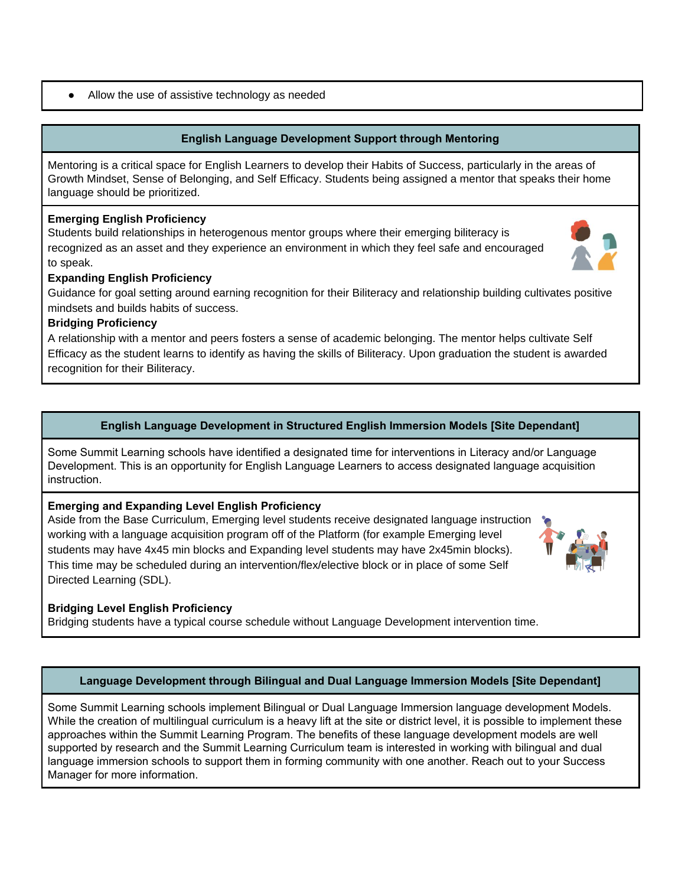- Allow the use of assistive technology as needed

### English Language Development Support through Mentoring

Mentoring is a critical space for English Learners to develop their Habits of Success, particularly in the areas of Growth Mindset, Sense of Belonging, and Self Efficacy. Students being assigned a mentor that speaks their home language should be prioritized.

**Emerging English Proficiency**
Students build relationships in heterogenous mentor groups where their emerging biliteracy is recognized as an asset and they experience an environment in which they feel safe and encouraged to speak.

**Expanding English Proficiency**
Guidance for goal setting around earning recognition for their Biliteracy and relationship building cultivates positive mindsets and builds habits of success.

**Bridging Proficiency**
A relationship with a mentor and peers fosters a sense of academic belonging. The mentor helps cultivate Self Efficacy as the student learns to identify as having the skills of Biliteracy. Upon graduation the student is awarded recognition for their Biliteracy.

### English Language Development in Structured English Immersion Models [Site Dependant]

Some Summit Learning schools have identified a designated time for interventions in Literacy and/or Language Development. This is an opportunity for English Language Learners to access designated language acquisition instruction.

**Emerging and Expanding Level English Proficiency**
Aside from the Base Curriculum, Emerging level students receive designated language instruction working with a language acquisition program off of the Platform (for example Emerging level students may have 4x45 min blocks and Expanding level students may have 2x45min blocks). This time may be scheduled during an intervention/flex/elective block or in place of some Self Directed Learning (SDL).

**Bridging Level English Proficiency**
Bridging students have a typical course schedule without Language Development intervention time.

### Language Development through Bilingual and Dual Language Immersion Models [Site Dependant]

Some Summit Learning schools implement Bilingual or Dual Language Immersion language development Models. While the creation of multilingual curriculum is a heavy lift at the site or district level, it is possible to implement these approaches within the Summit Learning Program. The benefits of these language development models are well supported by research and the Summit Learning Curriculum team is interested in working with bilingual and dual language immersion schools to support them in forming community with one another. Reach out to your Success Manager for more information.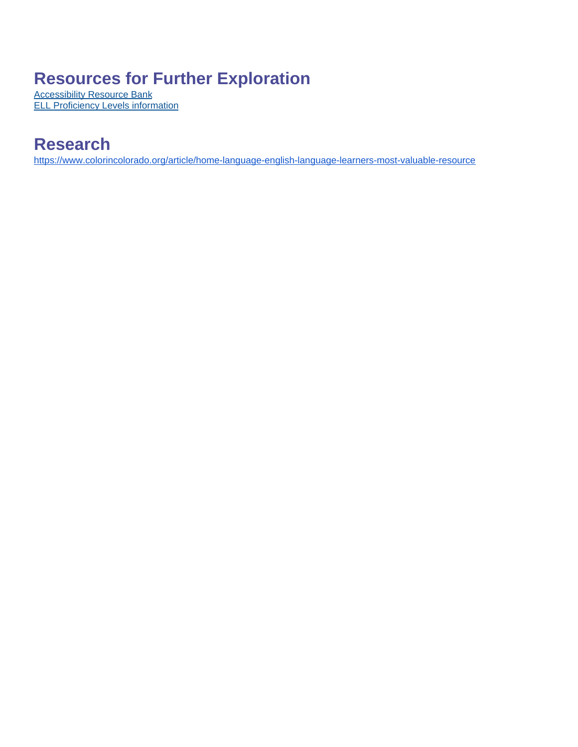# Resources for Further Exploration

Accessibility Resource Bank
ELL Proficiency Levels information

# Research

https://www.colorincolorado.org/article/home-language-english-language-learners-most-valuable-resource